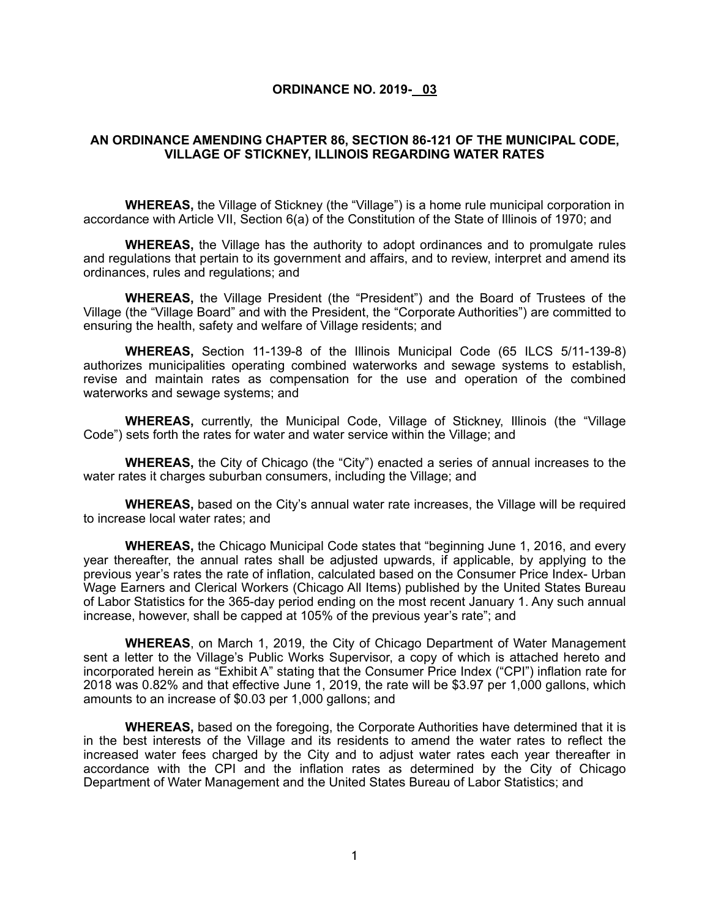# ORDINANCE NO. 2019-03

## AN ORDINANCE AMENDING CHAPTER 86, SECTION 86-121 OF THE MUNICIPAL CODE, VILLAGE OF STICKNEY, ILLINOIS REGARDING WATER RATES

**WHEREAS,** the Village of Stickney (the "Village") is a home rule municipal corporation in accordance with Article VII, Section 6(a) of the Constitution of the State of Illinois of 1970; and

**WHEREAS,** the Village has the authority to adopt ordinances and to promulgate rules and regulations that pertain to its government and affairs, and to review, interpret and amend its ordinances, rules and regulations; and

**WHEREAS,** the Village President (the "President") and the Board of Trustees of the Village (the "Village Board" and with the President, the "Corporate Authorities") are committed to ensuring the health, safety and welfare of Village residents; and

**WHEREAS,** Section 11-139-8 of the Illinois Municipal Code (65 ILCS 5/11-139-8) authorizes municipalities operating combined waterworks and sewage systems to establish, revise and maintain rates as compensation for the use and operation of the combined waterworks and sewage systems; and

**WHEREAS,** currently, the Municipal Code, Village of Stickney, Illinois (the "Village Code") sets forth the rates for water and water service within the Village; and

**WHEREAS,** the City of Chicago (the "City") enacted a series of annual increases to the water rates it charges suburban consumers, including the Village; and

**WHEREAS,** based on the City's annual water rate increases, the Village will be required to increase local water rates; and

**WHEREAS,** the Chicago Municipal Code states that "beginning June 1, 2016, and every year thereafter, the annual rates shall be adjusted upwards, if applicable, by applying to the previous year's rates the rate of inflation, calculated based on the Consumer Price Index- Urban Wage Earners and Clerical Workers (Chicago All Items) published by the United States Bureau of Labor Statistics for the 365-day period ending on the most recent January 1. Any such annual increase, however, shall be capped at 105% of the previous year's rate"; and

**WHEREAS**, on March 1, 2019, the City of Chicago Department of Water Management sent a letter to the Village's Public Works Supervisor, a copy of which is attached hereto and incorporated herein as "Exhibit A" stating that the Consumer Price Index ("CPI") inflation rate for 2018 was 0.82% and that effective June 1, 2019, the rate will be $3.97 per 1,000 gallons, which amounts to an increase of $0.03 per 1,000 gallons; and

**WHEREAS,** based on the foregoing, the Corporate Authorities have determined that it is in the best interests of the Village and its residents to amend the water rates to reflect the increased water fees charged by the City and to adjust water rates each year thereafter in accordance with the CPI and the inflation rates as determined by the City of Chicago Department of Water Management and the United States Bureau of Labor Statistics; and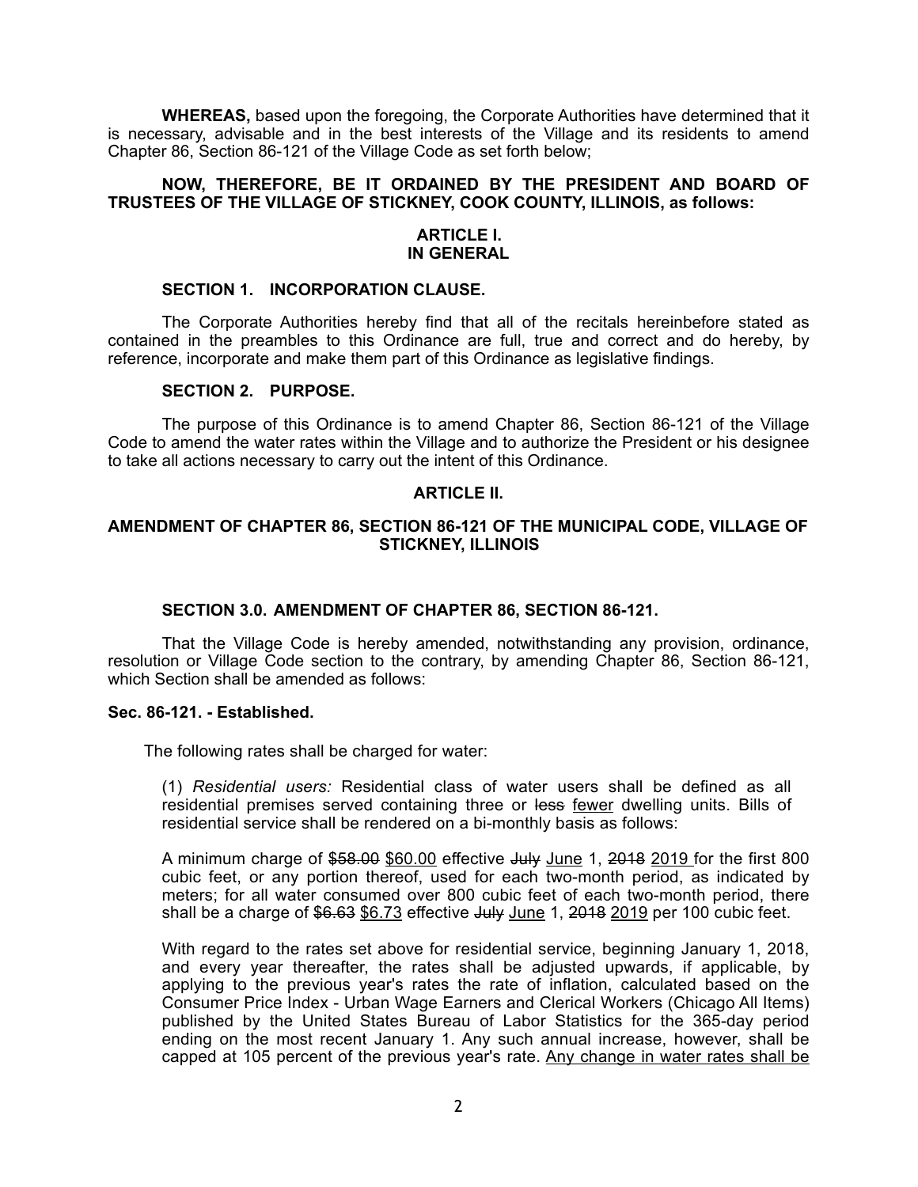**WHEREAS,** based upon the foregoing, the Corporate Authorities have determined that it is necessary, advisable and in the best interests of the Village and its residents to amend Chapter 86, Section 86-121 of the Village Code as set forth below;

**NOW, THEREFORE, BE IT ORDAINED BY THE PRESIDENT AND BOARD OF TRUSTEES OF THE VILLAGE OF STICKNEY, COOK COUNTY, ILLINOIS, as follows:**

## ARTICLE I.
## IN GENERAL

### SECTION 1. INCORPORATION CLAUSE.

The Corporate Authorities hereby find that all of the recitals hereinbefore stated as contained in the preambles to this Ordinance are full, true and correct and do hereby, by reference, incorporate and make them part of this Ordinance as legislative findings.

### SECTION 2. PURPOSE.

The purpose of this Ordinance is to amend Chapter 86, Section 86-121 of the Village Code to amend the water rates within the Village and to authorize the President or his designee to take all actions necessary to carry out the intent of this Ordinance.

## ARTICLE II.

## AMENDMENT OF CHAPTER 86, SECTION 86-121 OF THE MUNICIPAL CODE, VILLAGE OF STICKNEY, ILLINOIS

### SECTION 3.0. AMENDMENT OF CHAPTER 86, SECTION 86-121.

That the Village Code is hereby amended, notwithstanding any provision, ordinance, resolution or Village Code section to the contrary, by amending Chapter 86, Section 86-121, which Section shall be amended as follows:

**Sec. 86-121. - Established.**

The following rates shall be charged for water:

(1) *Residential users:* Residential class of water users shall be defined as all residential premises served containing three or ~~less~~ <u>fewer</u> dwelling units. Bills of residential service shall be rendered on a bi-monthly basis as follows:

A minimum charge of ~~$58.00~~ <u>$60.00</u> effective ~~July~~ <u>June</u> 1, ~~2018~~ <u>2019</u> for the first 800 cubic feet, or any portion thereof, used for each two-month period, as indicated by meters; for all water consumed over 800 cubic feet of each two-month period, there shall be a charge of ~~$6.63~~ <u>$6.73</u> effective ~~July~~ <u>June</u> 1, ~~2018~~ <u>2019</u> per 100 cubic feet.

With regard to the rates set above for residential service, beginning January 1, 2018, and every year thereafter, the rates shall be adjusted upwards, if applicable, by applying to the previous year's rates the rate of inflation, calculated based on the Consumer Price Index - Urban Wage Earners and Clerical Workers (Chicago All Items) published by the United States Bureau of Labor Statistics for the 365-day period ending on the most recent January 1. Any such annual increase, however, shall be capped at 105 percent of the previous year's rate. <u>Any change in water rates shall be</u>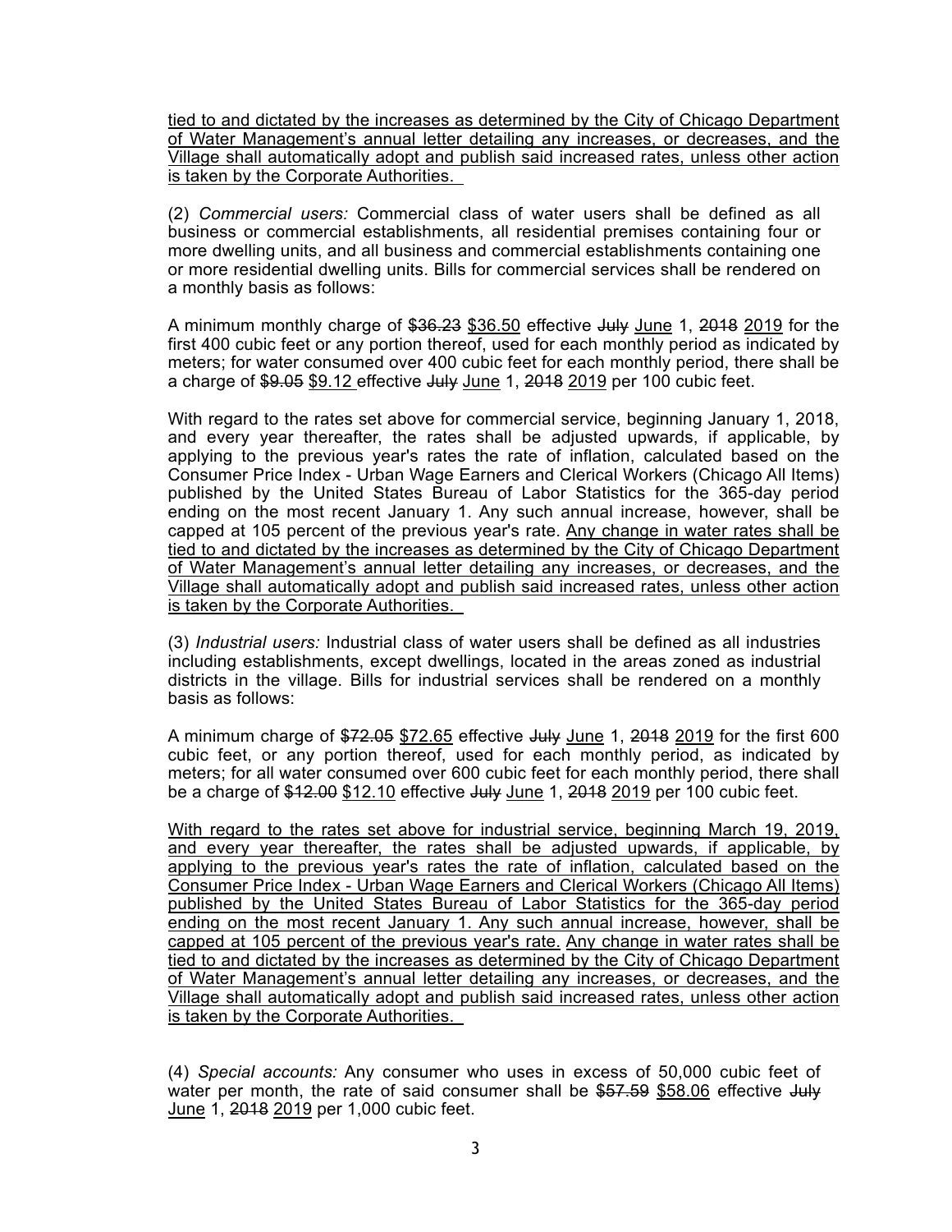<u>tied to and dictated by the increases as determined by the City of Chicago Department of Water Management's annual letter detailing any increases, or decreases, and the Village shall automatically adopt and publish said increased rates, unless other action is taken by the Corporate Authorities.</u>

(2) *Commercial users:* Commercial class of water users shall be defined as all business or commercial establishments, all residential premises containing four or more dwelling units, and all business and commercial establishments containing one or more residential dwelling units. Bills for commercial services shall be rendered on a monthly basis as follows:

A minimum monthly charge of ~~$36.23~~ <u>$36.50</u> effective ~~July~~ <u>June</u> 1, ~~2018~~ <u>2019</u> for the first 400 cubic feet or any portion thereof, used for each monthly period as indicated by meters; for water consumed over 400 cubic feet for each monthly period, there shall be a charge of ~~$9.05~~ <u>$9.12</u> effective ~~July~~ <u>June</u> 1, ~~2018~~ <u>2019</u> per 100 cubic feet.

With regard to the rates set above for commercial service, beginning January 1, 2018, and every year thereafter, the rates shall be adjusted upwards, if applicable, by applying to the previous year's rates the rate of inflation, calculated based on the Consumer Price Index - Urban Wage Earners and Clerical Workers (Chicago All Items) published by the United States Bureau of Labor Statistics for the 365-day period ending on the most recent January 1. Any such annual increase, however, shall be capped at 105 percent of the previous year's rate. <u>Any change in water rates shall be tied to and dictated by the increases as determined by the City of Chicago Department of Water Management's annual letter detailing any increases, or decreases, and the Village shall automatically adopt and publish said increased rates, unless other action is taken by the Corporate Authorities.</u>

(3) *Industrial users:* Industrial class of water users shall be defined as all industries including establishments, except dwellings, located in the areas zoned as industrial districts in the village. Bills for industrial services shall be rendered on a monthly basis as follows:

A minimum charge of ~~$72.05~~ <u>$72.65</u> effective ~~July~~ <u>June</u> 1, ~~2018~~ <u>2019</u> for the first 600 cubic feet, or any portion thereof, used for each monthly period, as indicated by meters; for all water consumed over 600 cubic feet for each monthly period, there shall be a charge of ~~$12.00~~ <u>$12.10</u> effective ~~July~~ <u>June</u> 1, ~~2018~~ <u>2019</u> per 100 cubic feet.

<u>With regard to the rates set above for industrial service, beginning March 19, 2019, and every year thereafter, the rates shall be adjusted upwards, if applicable, by applying to the previous year's rates the rate of inflation, calculated based on the Consumer Price Index - Urban Wage Earners and Clerical Workers (Chicago All Items) published by the United States Bureau of Labor Statistics for the 365-day period ending on the most recent January 1. Any such annual increase, however, shall be capped at 105 percent of the previous year's rate. Any change in water rates shall be tied to and dictated by the increases as determined by the City of Chicago Department of Water Management's annual letter detailing any increases, or decreases, and the Village shall automatically adopt and publish said increased rates, unless other action is taken by the Corporate Authorities.</u>

(4) *Special accounts:* Any consumer who uses in excess of 50,000 cubic feet of water per month, the rate of said consumer shall be ~~$57.59~~ <u>$58.06</u> effective ~~July~~ <u>June</u> 1, ~~2018~~ <u>2019</u> per 1,000 cubic feet.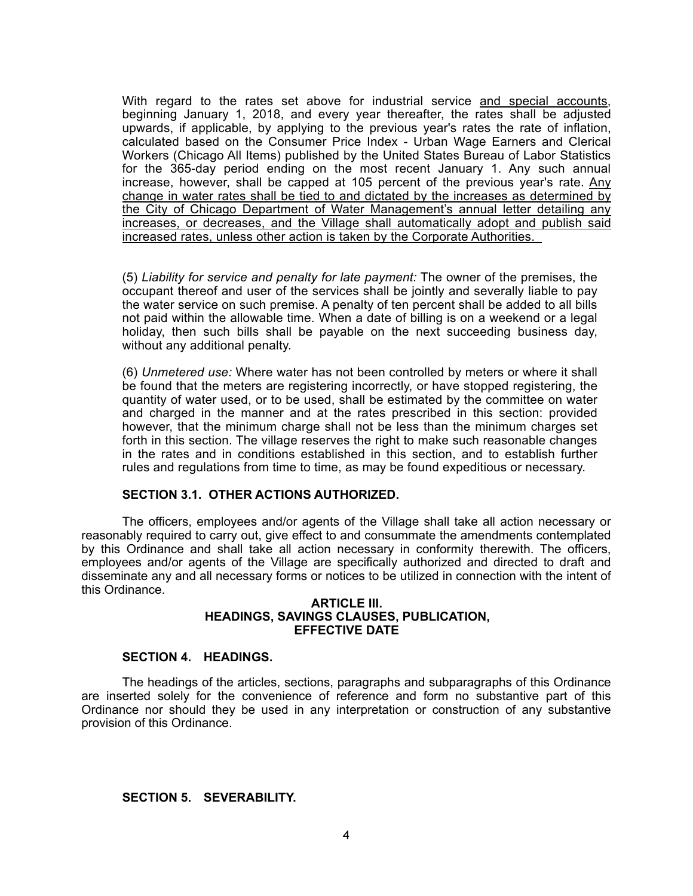With regard to the rates set above for industrial service <u>and special accounts</u>, beginning January 1, 2018, and every year thereafter, the rates shall be adjusted upwards, if applicable, by applying to the previous year's rates the rate of inflation, calculated based on the Consumer Price Index - Urban Wage Earners and Clerical Workers (Chicago All Items) published by the United States Bureau of Labor Statistics for the 365-day period ending on the most recent January 1. Any such annual increase, however, shall be capped at 105 percent of the previous year's rate. <u>Any change in water rates shall be tied to and dictated by the increases as determined by the City of Chicago Department of Water Management's annual letter detailing any increases, or decreases, and the Village shall automatically adopt and publish said increased rates, unless other action is taken by the Corporate Authorities.</u>

(5) *Liability for service and penalty for late payment:* The owner of the premises, the occupant thereof and user of the services shall be jointly and severally liable to pay the water service on such premise. A penalty of ten percent shall be added to all bills not paid within the allowable time. When a date of billing is on a weekend or a legal holiday, then such bills shall be payable on the next succeeding business day, without any additional penalty.

(6) *Unmetered use:* Where water has not been controlled by meters or where it shall be found that the meters are registering incorrectly, or have stopped registering, the quantity of water used, or to be used, shall be estimated by the committee on water and charged in the manner and at the rates prescribed in this section: provided however, that the minimum charge shall not be less than the minimum charges set forth in this section. The village reserves the right to make such reasonable changes in the rates and in conditions established in this section, and to establish further rules and regulations from time to time, as may be found expeditious or necessary.

**SECTION 3.1. OTHER ACTIONS AUTHORIZED.**

The officers, employees and/or agents of the Village shall take all action necessary or reasonably required to carry out, give effect to and consummate the amendments contemplated by this Ordinance and shall take all action necessary in conformity therewith. The officers, employees and/or agents of the Village are specifically authorized and directed to draft and disseminate any and all necessary forms or notices to be utilized in connection with the intent of this Ordinance.

## ARTICLE III.
## HEADINGS, SAVINGS CLAUSES, PUBLICATION, EFFECTIVE DATE

**SECTION 4. HEADINGS.**

The headings of the articles, sections, paragraphs and subparagraphs of this Ordinance are inserted solely for the convenience of reference and form no substantive part of this Ordinance nor should they be used in any interpretation or construction of any substantive provision of this Ordinance.

**SECTION 5. SEVERABILITY.**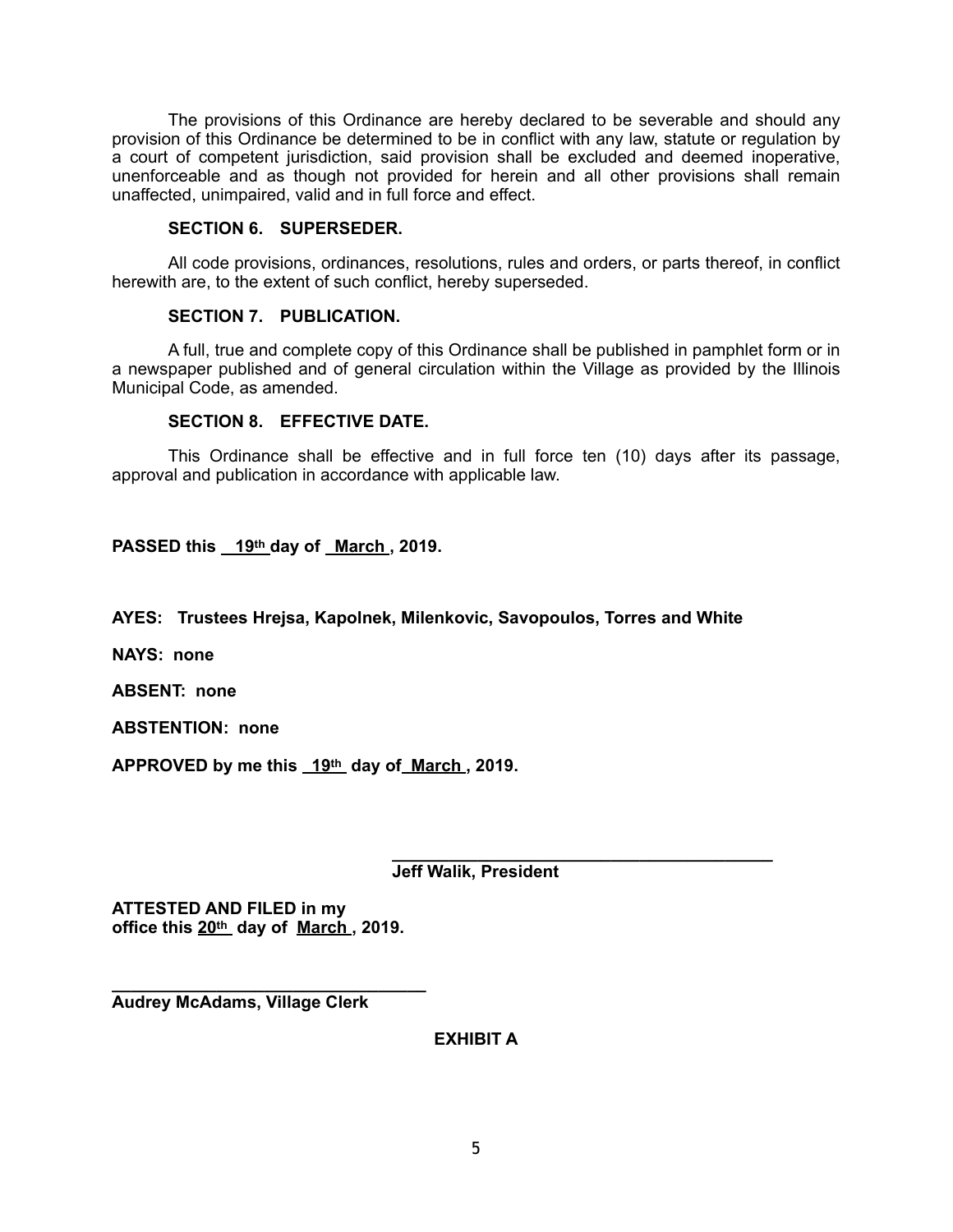The provisions of this Ordinance are hereby declared to be severable and should any provision of this Ordinance be determined to be in conflict with any law, statute or regulation by a court of competent jurisdiction, said provision shall be excluded and deemed inoperative, unenforceable and as though not provided for herein and all other provisions shall remain unaffected, unimpaired, valid and in full force and effect.

**SECTION 6. SUPERSEDER.**

All code provisions, ordinances, resolutions, rules and orders, or parts thereof, in conflict herewith are, to the extent of such conflict, hereby superseded.

**SECTION 7. PUBLICATION.**

A full, true and complete copy of this Ordinance shall be published in pamphlet form or in a newspaper published and of general circulation within the Village as provided by the Illinois Municipal Code, as amended.

**SECTION 8. EFFECTIVE DATE.**

This Ordinance shall be effective and in full force ten (10) days after its passage, approval and publication in accordance with applicable law.

**PASSED this 19th day of March, 2019.**

**AYES: Trustees Hrejsa, Kapolnek, Milenkovic, Savopoulos, Torres and White**

**NAYS: none**

**ABSENT: none**

**ABSTENTION: none**

**APPROVED by me this 19th day of March, 2019.**

\_\_\_\_\_\_\_\_\_\_\_\_\_\_\_\_\_\_\_\_\_\_\_\_\_\_\_\_\_\_\_\_\_\_\_\_\_\_\_\_\_\_
**Jeff Walik, President**

**ATTESTED AND FILED in my office this 20th day of March, 2019.**

\_\_\_\_\_\_\_\_\_\_\_\_\_\_\_\_\_\_\_\_\_\_\_\_\_\_\_\_\_\_\_\_\_\_\_
**Audrey McAdams, Village Clerk**

**EXHIBIT A**